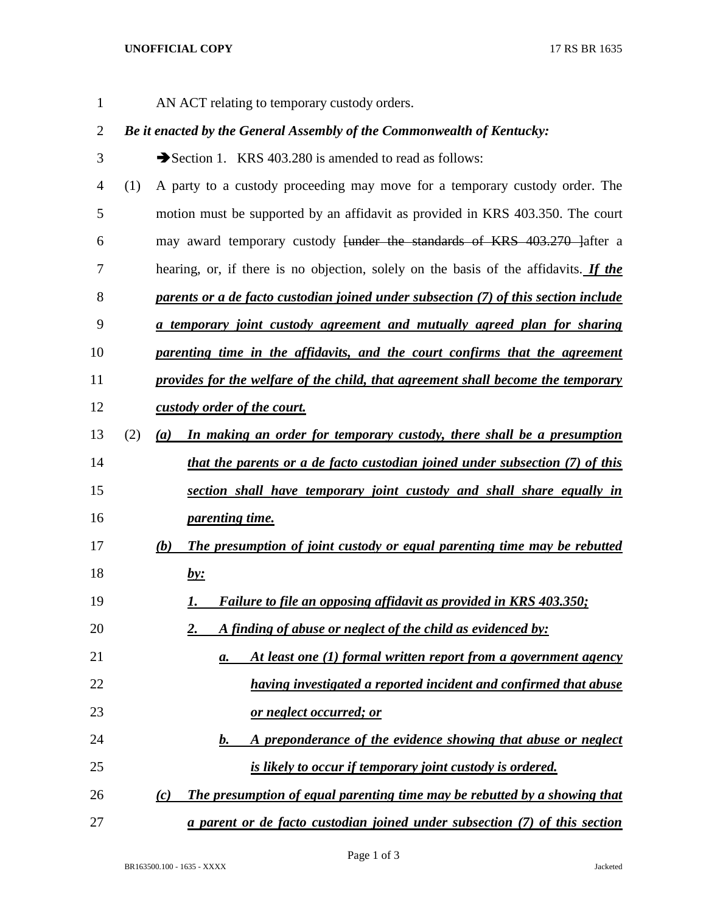AN ACT relating to temporary custody orders.

***Be it enacted by the General Assembly of the Commonwealth of Kentucky:***

➔Section 1. KRS 403.280 is amended to read as follows:

(1) A party to a custody proceeding may move for a temporary custody order. The motion must be supported by an affidavit as provided in KRS 403.350. The court may award temporary custody ~~[under the standards of KRS 403.270 ]~~after a hearing, or, if there is no objection, solely on the basis of the affidavits. ***If the parents or a de facto custodian joined under subsection (7) of this section include a temporary joint custody agreement and mutually agreed plan for sharing parenting time in the affidavits, and the court confirms that the agreement provides for the welfare of the child, that agreement shall become the temporary custody order of the court.***

(2) ***(a) In making an order for temporary custody, there shall be a presumption that the parents or a de facto custodian joined under subsection (7) of this section shall have temporary joint custody and shall share equally in parenting time.***

***(b) The presumption of joint custody or equal parenting time may be rebutted by:***

***1. Failure to file an opposing affidavit as provided in KRS 403.350;***

***2. A finding of abuse or neglect of the child as evidenced by:***

***a. At least one (1) formal written report from a government agency having investigated a reported incident and confirmed that abuse or neglect occurred; or***

***b. A preponderance of the evidence showing that abuse or neglect is likely to occur if temporary joint custody is ordered.***

***(c) The presumption of equal parenting time may be rebutted by a showing that a parent or de facto custodian joined under subsection (7) of this section***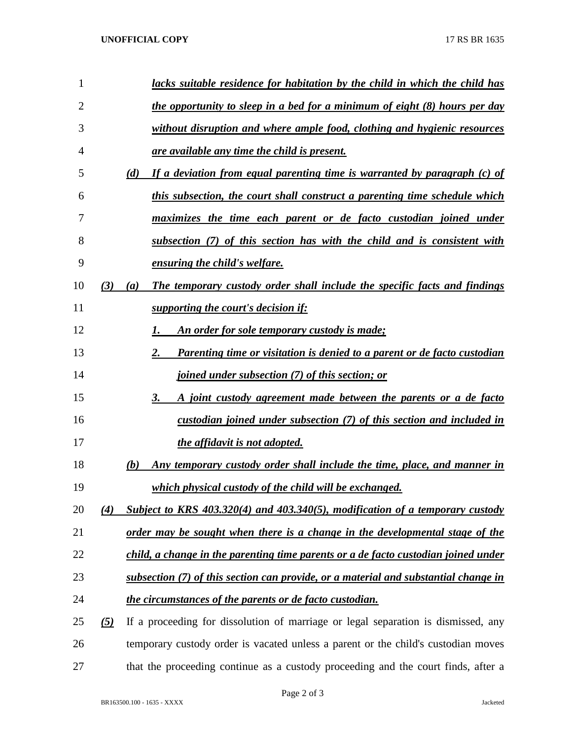*lacks suitable residence for habitation by the child in which the child has the opportunity to sleep in a bed for a minimum of eight (8) hours per day without disruption and where ample food, clothing and hygienic resources are available any time the child is present.*

*(d) If a deviation from equal parenting time is warranted by paragraph (c) of this subsection, the court shall construct a parenting time schedule which maximizes the time each parent or de facto custodian joined under subsection (7) of this section has with the child and is consistent with ensuring the child's welfare.*

*(3) (a) The temporary custody order shall include the specific facts and findings supporting the court's decision if:*

*1. An order for sole temporary custody is made;*

*2. Parenting time or visitation is denied to a parent or de facto custodian joined under subsection (7) of this section; or*

*3. A joint custody agreement made between the parents or a de facto custodian joined under subsection (7) of this section and included in the affidavit is not adopted.*

*(b) Any temporary custody order shall include the time, place, and manner in which physical custody of the child will be exchanged.*

*(4) Subject to KRS 403.320(4) and 403.340(5), modification of a temporary custody order may be sought when there is a change in the developmental stage of the child, a change in the parenting time parents or a de facto custodian joined under subsection (7) of this section can provide, or a material and substantial change in the circumstances of the parents or de facto custodian.*

*(5)* If a proceeding for dissolution of marriage or legal separation is dismissed, any temporary custody order is vacated unless a parent or the child's custodian moves that the proceeding continue as a custody proceeding and the court finds, after a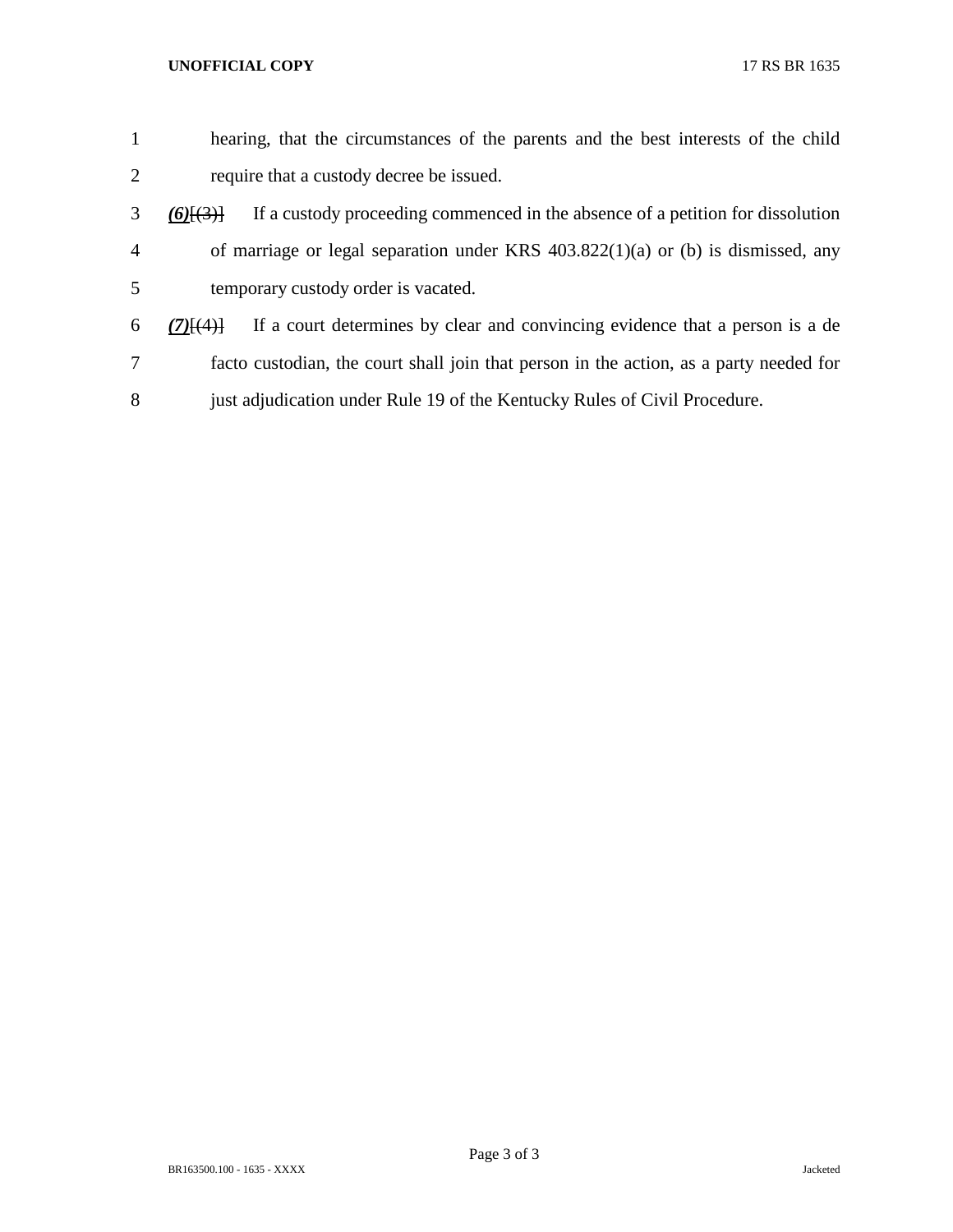hearing, that the circumstances of the parents and the best interests of the child require that a custody decree be issued.

***(6)***~~[(3)]~~ If a custody proceeding commenced in the absence of a petition for dissolution of marriage or legal separation under KRS 403.822(1)(a) or (b) is dismissed, any temporary custody order is vacated.

***(7)***~~[(4)]~~ If a court determines by clear and convincing evidence that a person is a de facto custodian, the court shall join that person in the action, as a party needed for just adjudication under Rule 19 of the Kentucky Rules of Civil Procedure.